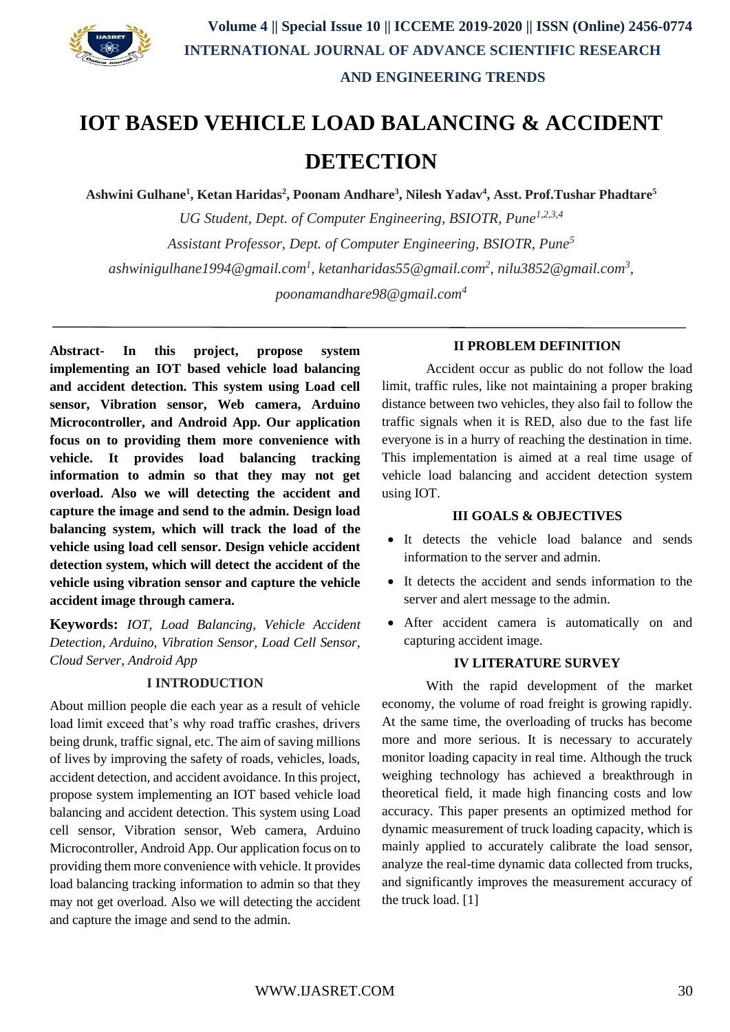# IOT BASED VEHICLE LOAD BALANCING & ACCIDENT DETECTION

**Ashwini Gulhane[1], Ketan Haridas[2], Poonam Andhare[3], Nilesh Yadav[4], Asst. Prof.Tushar Phadtare[5]**

*UG Student, Dept. of Computer Engineering, BSIOTR, Pune[1,2,3,4]*

*Assistant Professor, Dept. of Computer Engineering, BSIOTR, Pune[5]*

*ashwinigulhane1994@gmail.com[1], ketanharidas55@gmail.com[2], nilu3852@gmail.com[3], poonamandhare98@gmail.com[4]*

---

**Abstract- In this project, propose system implementing an IOT based vehicle load balancing and accident detection. This system using Load cell sensor, Vibration sensor, Web camera, Arduino Microcontroller, and Android App. Our application focus on to providing them more convenience with vehicle. It provides load balancing tracking information to admin so that they may not get overload. Also we will detecting the accident and capture the image and send to the admin. Design load balancing system, which will track the load of the vehicle using load cell sensor. Design vehicle accident detection system, which will detect the accident of the vehicle using vibration sensor and capture the vehicle accident image through camera.**

**Keywords:** *IOT, Load Balancing, Vehicle Accident Detection, Arduino, Vibration Sensor, Load Cell Sensor, Cloud Server, Android App*

## I INTRODUCTION

About million people die each year as a result of vehicle load limit exceed that's why road traffic crashes, drivers being drunk, traffic signal, etc. The aim of saving millions of lives by improving the safety of roads, vehicles, loads, accident detection, and accident avoidance. In this project, propose system implementing an IOT based vehicle load balancing and accident detection. This system using Load cell sensor, Vibration sensor, Web camera, Arduino Microcontroller, Android App. Our application focus on to providing them more convenience with vehicle. It provides load balancing tracking information to admin so that they may not get overload. Also we will detecting the accident and capture the image and send to the admin.

## II PROBLEM DEFINITION

Accident occur as public do not follow the load limit, traffic rules, like not maintaining a proper braking distance between two vehicles, they also fail to follow the traffic signals when it is RED, also due to the fast life everyone is in a hurry of reaching the destination in time. This implementation is aimed at a real time usage of vehicle load balancing and accident detection system using IOT.

## III GOALS & OBJECTIVES

- It detects the vehicle load balance and sends information to the server and admin.
- It detects the accident and sends information to the server and alert message to the admin.
- After accident camera is automatically on and capturing accident image.

## IV LITERATURE SURVEY

With the rapid development of the market economy, the volume of road freight is growing rapidly. At the same time, the overloading of trucks has become more and more serious. It is necessary to accurately monitor loading capacity in real time. Although the truck weighing technology has achieved a breakthrough in theoretical field, it made high financing costs and low accuracy. This paper presents an optimized method for dynamic measurement of truck loading capacity, which is mainly applied to accurately calibrate the load sensor, analyze the real-time dynamic data collected from trucks, and significantly improves the measurement accuracy of the truck load. [1]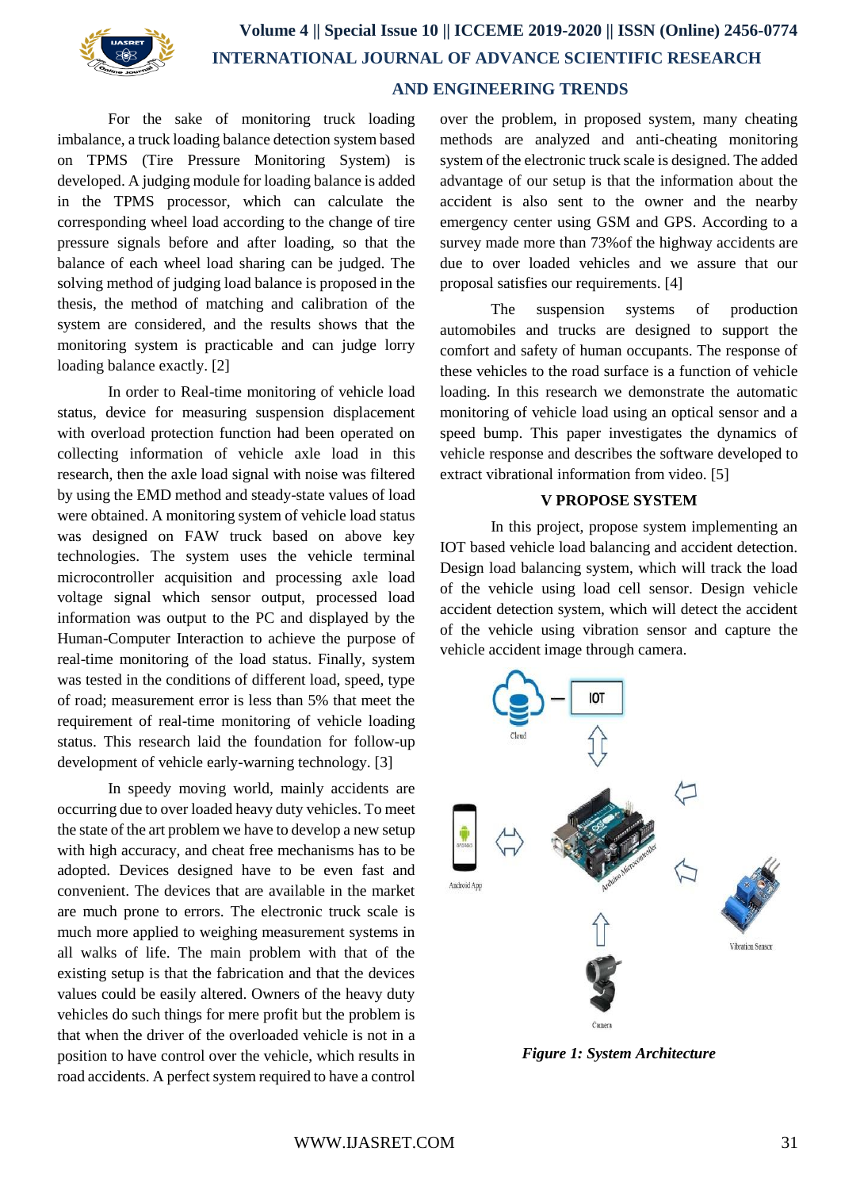For the sake of monitoring truck loading imbalance, a truck loading balance detection system based on TPMS (Tire Pressure Monitoring System) is developed. A judging module for loading balance is added in the TPMS processor, which can calculate the corresponding wheel load according to the change of tire pressure signals before and after loading, so that the balance of each wheel load sharing can be judged. The solving method of judging load balance is proposed in the thesis, the method of matching and calibration of the system are considered, and the results shows that the monitoring system is practicable and can judge lorry loading balance exactly. [2]

In order to Real-time monitoring of vehicle load status, device for measuring suspension displacement with overload protection function had been operated on collecting information of vehicle axle load in this research, then the axle load signal with noise was filtered by using the EMD method and steady-state values of load were obtained. A monitoring system of vehicle load status was designed on FAW truck based on above key technologies. The system uses the vehicle terminal microcontroller acquisition and processing axle load voltage signal which sensor output, processed load information was output to the PC and displayed by the Human-Computer Interaction to achieve the purpose of real-time monitoring of the load status. Finally, system was tested in the conditions of different load, speed, type of road; measurement error is less than 5% that meet the requirement of real-time monitoring of vehicle loading status. This research laid the foundation for follow-up development of vehicle early-warning technology. [3]

In speedy moving world, mainly accidents are occurring due to over loaded heavy duty vehicles. To meet the state of the art problem we have to develop a new setup with high accuracy, and cheat free mechanisms has to be adopted. Devices designed have to be even fast and convenient. The devices that are available in the market are much prone to errors. The electronic truck scale is much more applied to weighing measurement systems in all walks of life. The main problem with that of the existing setup is that the fabrication and that the devices values could be easily altered. Owners of the heavy duty vehicles do such things for mere profit but the problem is that when the driver of the overloaded vehicle is not in a position to have control over the vehicle, which results in road accidents. A perfect system required to have a control over the problem, in proposed system, many cheating methods are analyzed and anti-cheating monitoring system of the electronic truck scale is designed. The added advantage of our setup is that the information about the accident is also sent to the owner and the nearby emergency center using GSM and GPS. According to a survey made more than 73%of the highway accidents are due to over loaded vehicles and we assure that our proposal satisfies our requirements. [4]

The suspension systems of production automobiles and trucks are designed to support the comfort and safety of human occupants. The response of these vehicles to the road surface is a function of vehicle loading. In this research we demonstrate the automatic monitoring of vehicle load using an optical sensor and a speed bump. This paper investigates the dynamics of vehicle response and describes the software developed to extract vibrational information from video. [5]

## V PROPOSE SYSTEM

In this project, propose system implementing an IOT based vehicle load balancing and accident detection. Design load balancing system, which will track the load of the vehicle using load cell sensor. Design vehicle accident detection system, which will detect the accident of the vehicle using vibration sensor and capture the vehicle accident image through camera.

*Figure 1: System Architecture*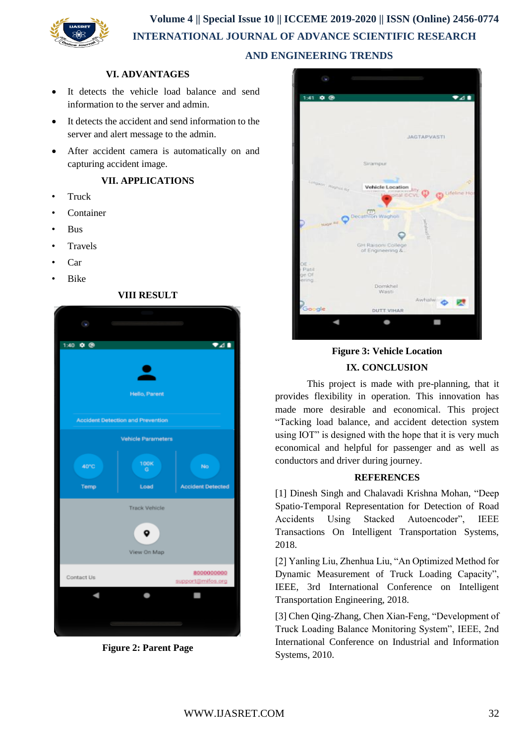## VI. ADVANTAGES

- It detects the vehicle load balance and send information to the server and admin.
- It detects the accident and send information to the server and alert message to the admin.
- After accident camera is automatically on and capturing accident image.

## VII. APPLICATIONS

- Truck
- Container
- Bus
- Travels
- Car
- Bike

## VIII RESULT

**Figure 2: Parent Page**

**Figure 3: Vehicle Location**

## IX. CONCLUSION

This project is made with pre-planning, that it provides flexibility in operation. This innovation has made more desirable and economical. This project "Tacking load balance, and accident detection system using IOT" is designed with the hope that it is very much economical and helpful for passenger and as well as conductors and driver during journey.

## REFERENCES

[1] Dinesh Singh and Chalavadi Krishna Mohan, "Deep Spatio-Temporal Representation for Detection of Road Accidents Using Stacked Autoencoder", IEEE Transactions On Intelligent Transportation Systems, 2018.

[2] Yanling Liu, Zhenhua Liu, "An Optimized Method for Dynamic Measurement of Truck Loading Capacity", IEEE, 3rd International Conference on Intelligent Transportation Engineering, 2018.

[3] Chen Qing-Zhang, Chen Xian-Feng, "Development of Truck Loading Balance Monitoring System", IEEE, 2nd International Conference on Industrial and Information Systems, 2010.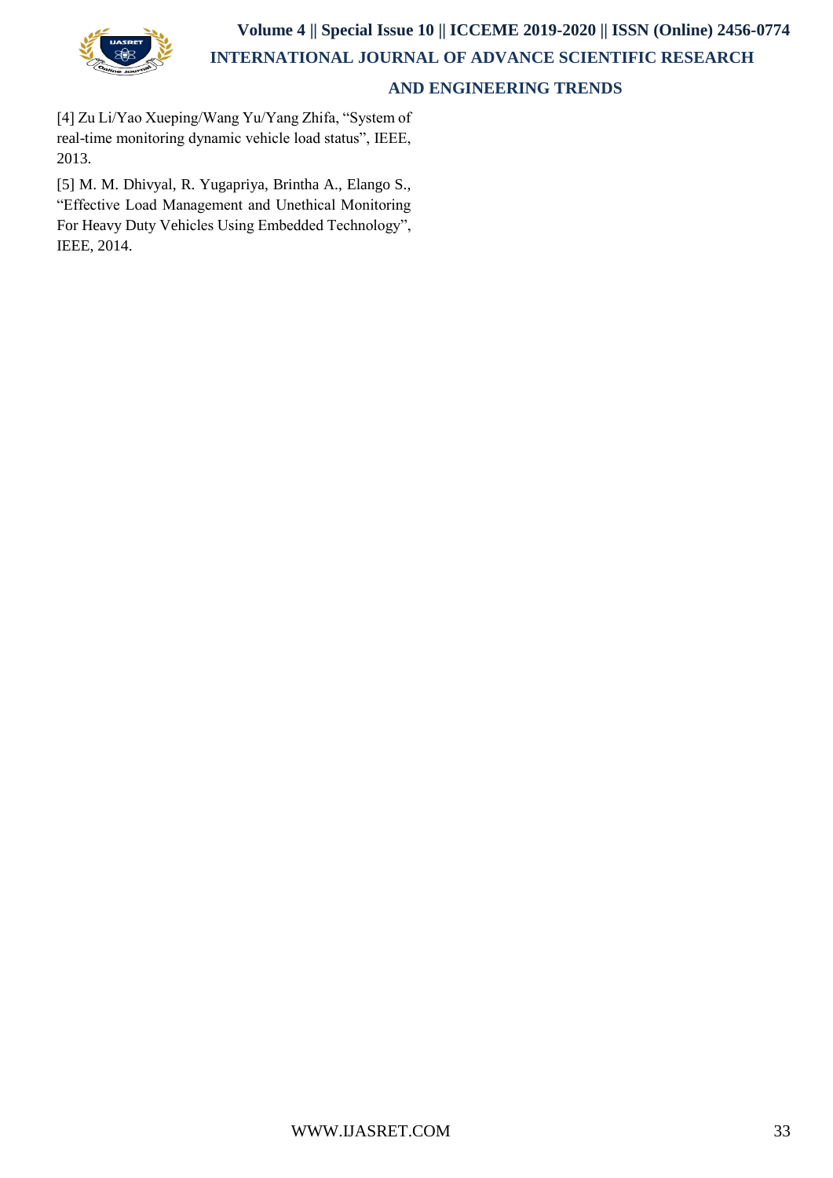[4] Zu Li/Yao Xueping/Wang Yu/Yang Zhifa, "System of real-time monitoring dynamic vehicle load status", IEEE, 2013.

[5] M. M. Dhivyal, R. Yugapriya, Brintha A., Elango S., "Effective Load Management and Unethical Monitoring For Heavy Duty Vehicles Using Embedded Technology", IEEE, 2014.